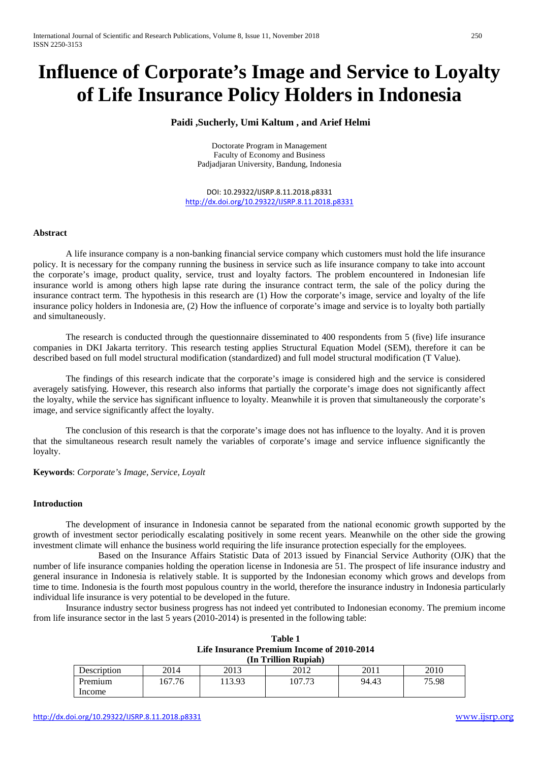# Influence of Corporate's Image and Service to Loyalty of Life Insurance Policy Holders in Indonesia

**Paidi ,Sucherly, Umi Kaltum , and Arief Helmi**

Doctorate Program in Management
Faculty of Economy and Business
Padjadjaran University, Bandung, Indonesia

DOI: 10.29322/IJSRP.8.11.2018.p8331
http://dx.doi.org/10.29322/IJSRP.8.11.2018.p8331

### Abstract

A life insurance company is a non-banking financial service company which customers must hold the life insurance policy. It is necessary for the company running the business in service such as life insurance company to take into account the corporate's image, product quality, service, trust and loyalty factors. The problem encountered in Indonesian life insurance world is among others high lapse rate during the insurance contract term, the sale of the policy during the insurance contract term. The hypothesis in this research are (1) How the corporate's image, service and loyalty of the life insurance policy holders in Indonesia are, (2) How the influence of corporate's image and service is to loyalty both partially and simultaneously.

The research is conducted through the questionnaire disseminated to 400 respondents from 5 (five) life insurance companies in DKI Jakarta territory. This research testing applies Structural Equation Model (SEM), therefore it can be described based on full model structural modification (standardized) and full model structural modification (T Value).

The findings of this research indicate that the corporate's image is considered high and the service is considered averagely satisfying. However, this research also informs that partially the corporate's image does not significantly affect the loyalty, while the service has significant influence to loyalty. Meanwhile it is proven that simultaneously the corporate's image, and service significantly affect the loyalty.

The conclusion of this research is that the corporate's image does not has influence to the loyalty. And it is proven that the simultaneous research result namely the variables of corporate's image and service influence significantly the loyalty.

**Keywords**: *Corporate's Image, Service, Loyalt*

### Introduction

The development of insurance in Indonesia cannot be separated from the national economic growth supported by the growth of investment sector periodically escalating positively in some recent years. Meanwhile on the other side the growing investment climate will enhance the business world requiring the life insurance protection especially for the employees.

Based on the Insurance Affairs Statistic Data of 2013 issued by Financial Service Authority (OJK) that the number of life insurance companies holding the operation license in Indonesia are 51. The prospect of life insurance industry and general insurance in Indonesia is relatively stable. It is supported by the Indonesian economy which grows and develops from time to time. Indonesia is the fourth most populous country in the world, therefore the insurance industry in Indonesia particularly individual life insurance is very potential to be developed in the future.

Insurance industry sector business progress has not indeed yet contributed to Indonesian economy. The premium income from life insurance sector in the last 5 years (2010-2014) is presented in the following table:

**Table 1**
**Life Insurance Premium Income of 2010-2014**
**(In Trillion Rupiah)**

| Description | 2014 | 2013 | 2012 | 2011 | 2010 |
|---|---|---|---|---|---|
| Premium Income | 167.76 | 113.93 | 107.73 | 94.43 | 75.98 |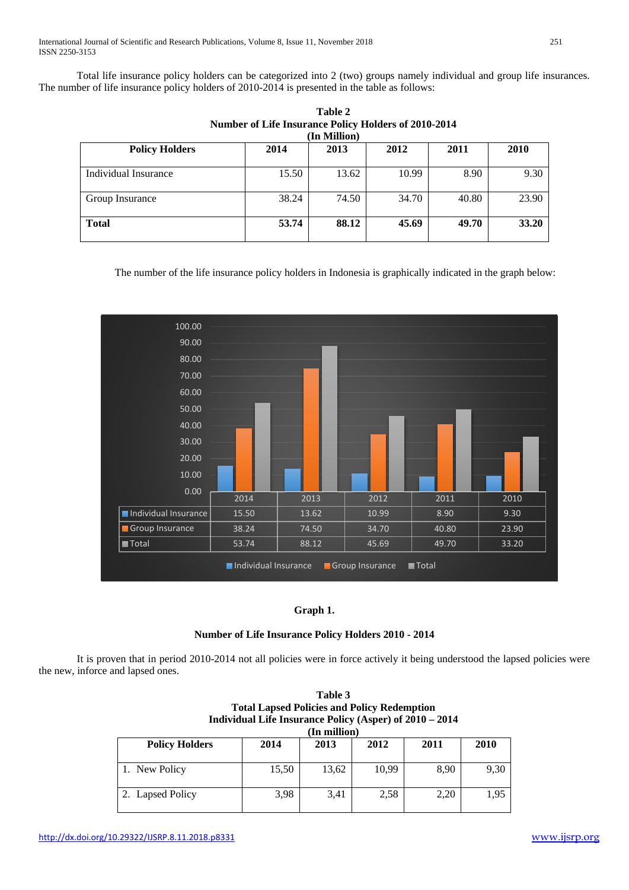Total life insurance policy holders can be categorized into 2 (two) groups namely individual and group life insurances. The number of life insurance policy holders of 2010-2014 is presented in the table as follows:

**Table 2**
**Number of Life Insurance Policy Holders of 2010-2014**
**(In Million)**

| Policy Holders | 2014 | 2013 | 2012 | 2011 | 2010 |
|---|---|---|---|---|---|
| Individual Insurance | 15.50 | 13.62 | 10.99 | 8.90 | 9.30 |
| Group Insurance | 38.24 | 74.50 | 34.70 | 40.80 | 23.90 |
| **Total** | **53.74** | **88.12** | **45.69** | **49.70** | **33.20** |

The number of the life insurance policy holders in Indonesia is graphically indicated in the graph below:

| | 2014 | 2013 | 2012 | 2011 | 2010 |
|---|---|---|---|---|---|
| Individual Insurance | 15.50 | 13.62 | 10.99 | 8.90 | 9.30 |
| Group Insurance | 38.24 | 74.50 | 34.70 | 40.80 | 23.90 |
| Total | 53.74 | 88.12 | 45.69 | 49.70 | 33.20 |

**Graph 1.**

**Number of Life Insurance Policy Holders 2010 - 2014**

It is proven that in period 2010-2014 not all policies were in force actively it being understood the lapsed policies were the new, inforce and lapsed ones.

**Table 3**
**Total Lapsed Policies and Policy Redemption**
**Individual Life Insurance Policy (Asper) of 2010 – 2014**
**(In million)**

| Policy Holders | 2014 | 2013 | 2012 | 2011 | 2010 |
|---|---|---|---|---|---|
| 1. New Policy | 15,50 | 13,62 | 10,99 | 8,90 | 9,30 |
| 2. Lapsed Policy | 3,98 | 3,41 | 2,58 | 2,20 | 1,95 |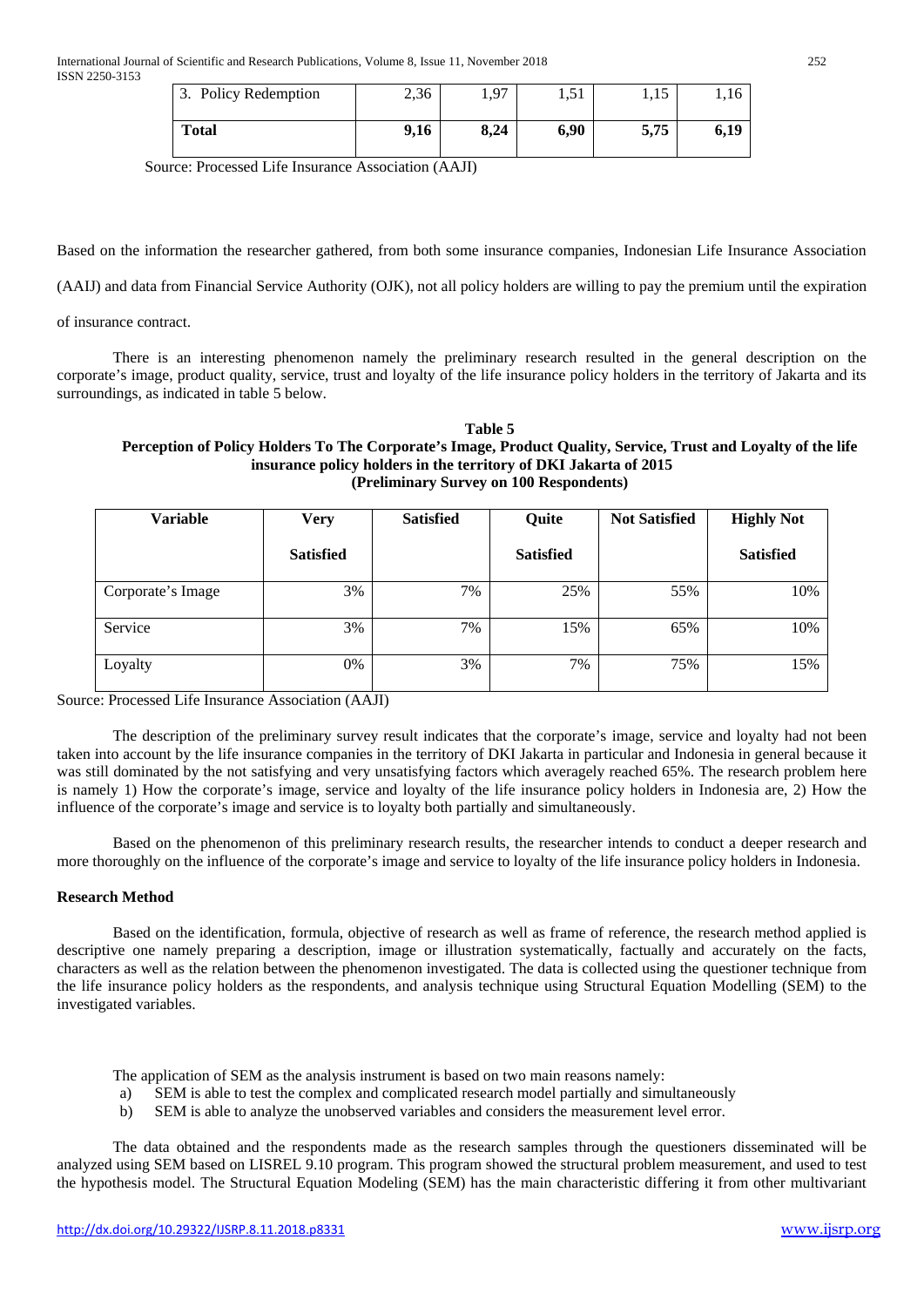| 3. Policy Redemption | 2,36 | 1,97 | 1,51 | 1,15 | 1,16 |
|---|---|---|---|---|---|
| **Total** | **9,16** | **8,24** | **6,90** | **5,75** | **6,19** |

Source: Processed Life Insurance Association (AAJI)

Based on the information the researcher gathered, from both some insurance companies, Indonesian Life Insurance Association (AAIJ) and data from Financial Service Authority (OJK), not all policy holders are willing to pay the premium until the expiration of insurance contract.

There is an interesting phenomenon namely the preliminary research resulted in the general description on the corporate's image, product quality, service, trust and loyalty of the life insurance policy holders in the territory of Jakarta and its surroundings, as indicated in table 5 below.

**Table 5**
**Perception of Policy Holders To The Corporate's Image, Product Quality, Service, Trust and Loyalty of the life insurance policy holders in the territory of DKI Jakarta of 2015**
**(Preliminary Survey on 100 Respondents)**

| Variable | Very Satisfied | Satisfied | Quite Satisfied | Not Satisfied | Highly Not Satisfied |
|---|---|---|---|---|---|
| Corporate's Image | 3% | 7% | 25% | 55% | 10% |
| Service | 3% | 7% | 15% | 65% | 10% |
| Loyalty | 0% | 3% | 7% | 75% | 15% |

Source: Processed Life Insurance Association (AAJI)

The description of the preliminary survey result indicates that the corporate's image, service and loyalty had not been taken into account by the life insurance companies in the territory of DKI Jakarta in particular and Indonesia in general because it was still dominated by the not satisfying and very unsatisfying factors which averagely reached 65%. The research problem here is namely 1) How the corporate's image, service and loyalty of the life insurance policy holders in Indonesia are, 2) How the influence of the corporate's image and service is to loyalty both partially and simultaneously.

Based on the phenomenon of this preliminary research results, the researcher intends to conduct a deeper research and more thoroughly on the influence of the corporate's image and service to loyalty of the life insurance policy holders in Indonesia.

### Research Method

Based on the identification, formula, objective of research as well as frame of reference, the research method applied is descriptive one namely preparing a description, image or illustration systematically, factually and accurately on the facts, characters as well as the relation between the phenomenon investigated. The data is collected using the questioner technique from the life insurance policy holders as the respondents, and analysis technique using Structural Equation Modelling (SEM) to the investigated variables.

The application of SEM as the analysis instrument is based on two main reasons namely:

a) SEM is able to test the complex and complicated research model partially and simultaneously
b) SEM is able to analyze the unobserved variables and considers the measurement level error.

The data obtained and the respondents made as the research samples through the questioners disseminated will be analyzed using SEM based on LISREL 9.10 program. This program showed the structural problem measurement, and used to test the hypothesis model. The Structural Equation Modeling (SEM) has the main characteristic differing it from other multivariant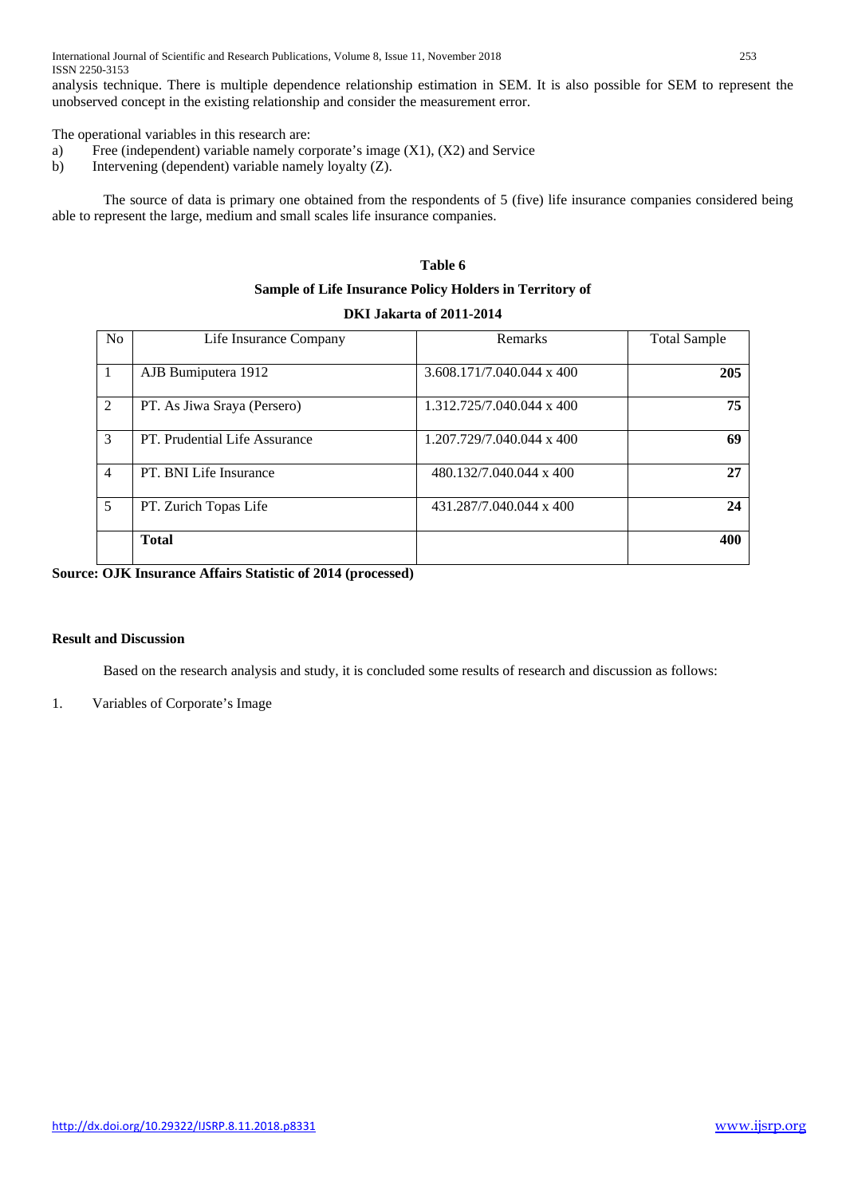analysis technique. There is multiple dependence relationship estimation in SEM. It is also possible for SEM to represent the unobserved concept in the existing relationship and consider the measurement error.

The operational variables in this research are:

a) Free (independent) variable namely corporate's image (X1), (X2) and Service
b) Intervening (dependent) variable namely loyalty (Z).

The source of data is primary one obtained from the respondents of 5 (five) life insurance companies considered being able to represent the large, medium and small scales life insurance companies.

**Table 6**

**Sample of Life Insurance Policy Holders in Territory of**

**DKI Jakarta of 2011-2014**

| No | Life Insurance Company | Remarks | Total Sample |
|---|---|---|---|
| 1 | AJB Bumiputera 1912 | 3.608.171/7.040.044 x 400 | **205** |
| 2 | PT. As Jiwa Sraya (Persero) | 1.312.725/7.040.044 x 400 | **75** |
| 3 | PT. Prudential Life Assurance | 1.207.729/7.040.044 x 400 | **69** |
| 4 | PT. BNI Life Insurance | 480.132/7.040.044 x 400 | **27** |
| 5 | PT. Zurich Topas Life | 431.287/7.040.044 x 400 | **24** |
| | **Total** | | **400** |

**Source: OJK Insurance Affairs Statistic of 2014 (processed)**

**Result and Discussion**

Based on the research analysis and study, it is concluded some results of research and discussion as follows:

1. Variables of Corporate's Image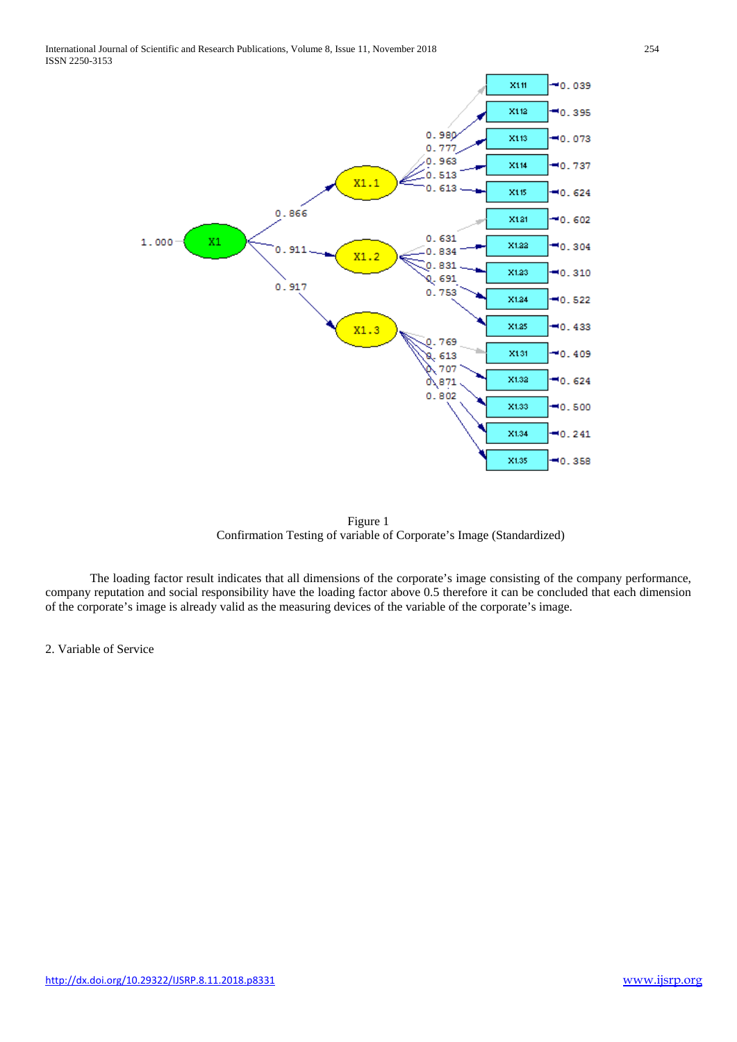Figure 1
Confirmation Testing of variable of Corporate's Image (Standardized)

The loading factor result indicates that all dimensions of the corporate's image consisting of the company performance, company reputation and social responsibility have the loading factor above 0.5 therefore it can be concluded that each dimension of the corporate's image is already valid as the measuring devices of the variable of the corporate's image.

2. Variable of Service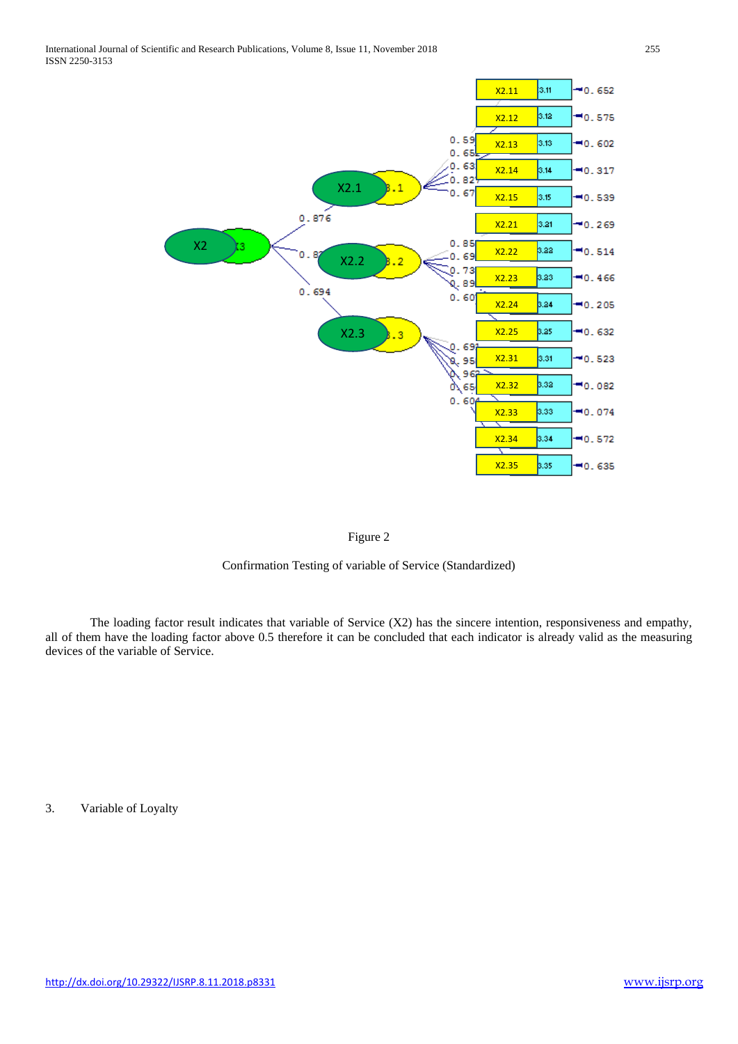Figure 2

Confirmation Testing of variable of Service (Standardized)

The loading factor result indicates that variable of Service (X2) has the sincere intention, responsiveness and empathy, all of them have the loading factor above 0.5 therefore it can be concluded that each indicator is already valid as the measuring devices of the variable of Service.

3. Variable of Loyalty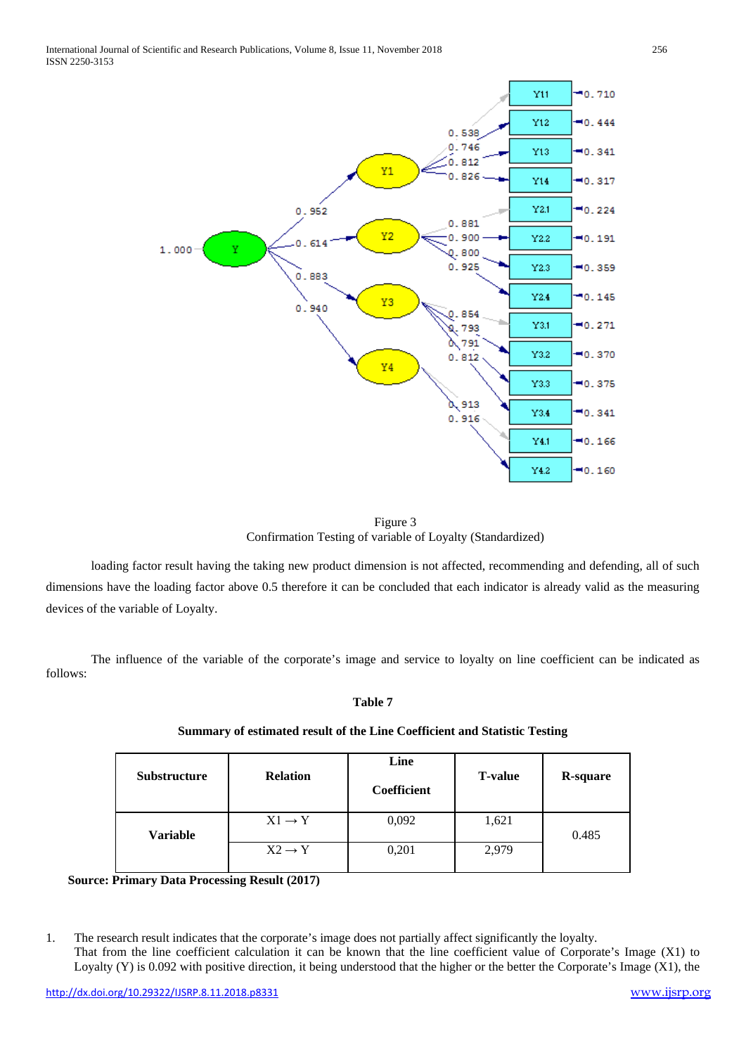Figure 3
Confirmation Testing of variable of Loyalty (Standardized)

loading factor result having the taking new product dimension is not affected, recommending and defending, all of such dimensions have the loading factor above 0.5 therefore it can be concluded that each indicator is already valid as the measuring devices of the variable of Loyalty.

The influence of the variable of the corporate's image and service to loyalty on line coefficient can be indicated as follows:

**Table 7**

**Summary of estimated result of the Line Coefficient and Statistic Testing**

| Substructure | Relation | Line Coefficient | T-value | R-square |
|---|---|---|---|---|
| Variable | X1 → Y | 0,092 | 1,621 | 0.485 |
| | X2 → Y | 0,201 | 2,979 | |

**Source: Primary Data Processing Result (2017)**

1. The research result indicates that the corporate's image does not partially affect significantly the loyalty.
   That from the line coefficient calculation it can be known that the line coefficient value of Corporate's Image (X1) to Loyalty (Y) is 0.092 with positive direction, it being understood that the higher or the better the Corporate's Image (X1), the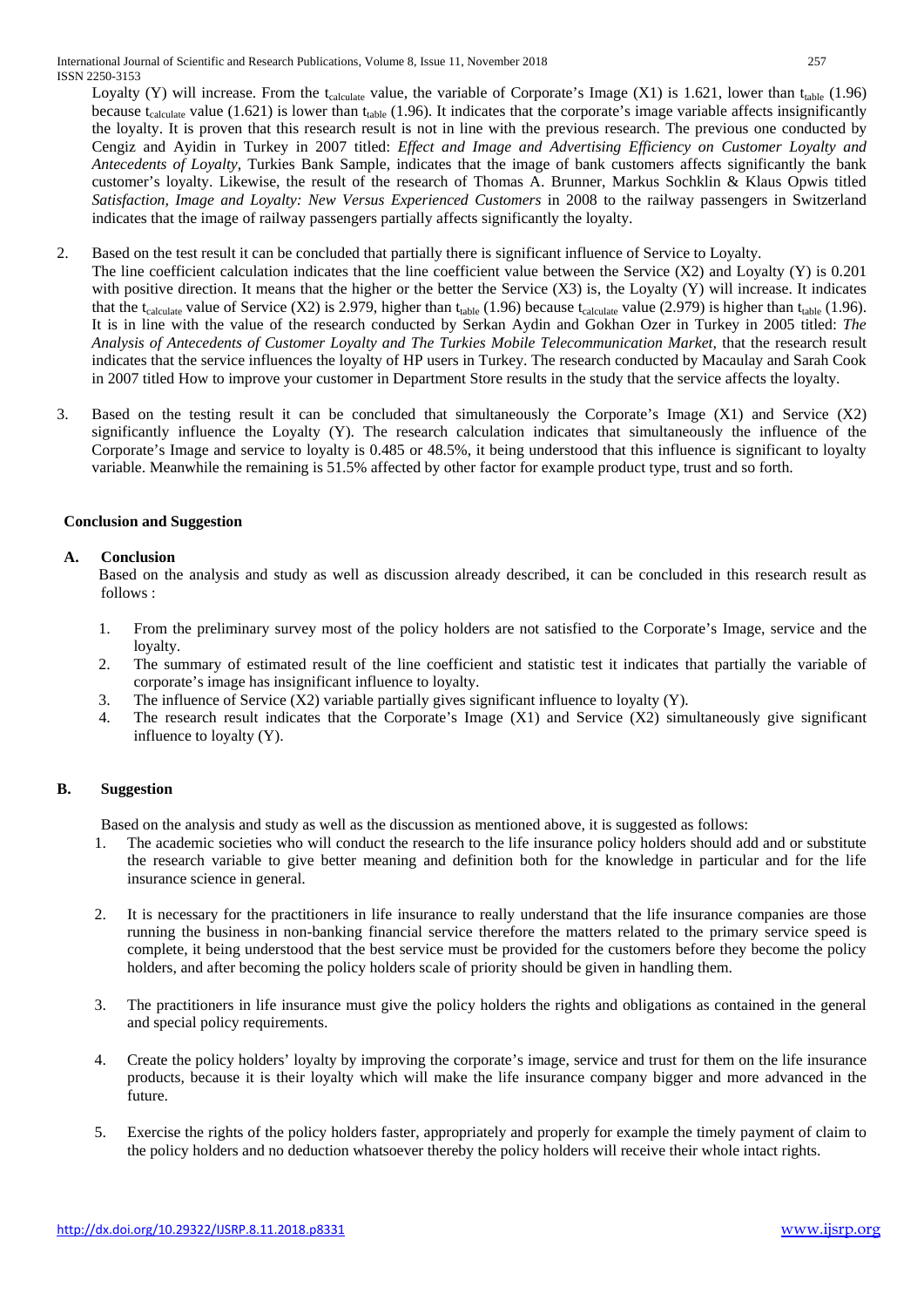Loyalty (Y) will increase. From the $t_{calculate}$ value, the variable of Corporate's Image (X1) is 1.621, lower than $t_{table}$ (1.96) because $t_{calculate}$ value (1.621) is lower than $t_{table}$ (1.96). It indicates that the corporate's image variable affects insignificantly the loyalty. It is proven that this research result is not in line with the previous research. The previous one conducted by Cengiz and Ayidin in Turkey in 2007 titled: *Effect and Image and Advertising Efficiency on Customer Loyalty and Antecedents of Loyalty*, Turkies Bank Sample, indicates that the image of bank customers affects significantly the bank customer's loyalty. Likewise, the result of the research of Thomas A. Brunner, Markus Sochklin & Klaus Opwis titled *Satisfaction, Image and Loyalty: New Versus Experienced Customers* in 2008 to the railway passengers in Switzerland indicates that the image of railway passengers partially affects significantly the loyalty.

2. Based on the test result it can be concluded that partially there is significant influence of Service to Loyalty.
   The line coefficient calculation indicates that the line coefficient value between the Service (X2) and Loyalty (Y) is 0.201 with positive direction. It means that the higher or the better the Service (X3) is, the Loyalty (Y) will increase. It indicates that the $t_{calculate}$ value of Service (X2) is 2.979, higher than $t_{table}$ (1.96) because $t_{calculate}$ value (2.979) is higher than $t_{table}$ (1.96). It is in line with the value of the research conducted by Serkan Aydin and Gokhan Ozer in Turkey in 2005 titled: *The Analysis of Antecedents of Customer Loyalty and The Turkies Mobile Telecommunication Market*, that the research result indicates that the service influences the loyalty of HP users in Turkey. The research conducted by Macaulay and Sarah Cook in 2007 titled How to improve your customer in Department Store results in the study that the service affects the loyalty.

3. Based on the testing result it can be concluded that simultaneously the Corporate's Image (X1) and Service (X2) significantly influence the Loyalty (Y). The research calculation indicates that simultaneously the influence of the Corporate's Image and service to loyalty is 0.485 or 48.5%, it being understood that this influence is significant to loyalty variable. Meanwhile the remaining is 51.5% affected by other factor for example product type, trust and so forth.

## Conclusion and Suggestion

### A. Conclusion

Based on the analysis and study as well as discussion already described, it can be concluded in this research result as follows :

1. From the preliminary survey most of the policy holders are not satisfied to the Corporate's Image, service and the loyalty.
2. The summary of estimated result of the line coefficient and statistic test it indicates that partially the variable of corporate's image has insignificant influence to loyalty.
3. The influence of Service (X2) variable partially gives significant influence to loyalty (Y).
4. The research result indicates that the Corporate's Image (X1) and Service (X2) simultaneously give significant influence to loyalty (Y).

### B. Suggestion

Based on the analysis and study as well as the discussion as mentioned above, it is suggested as follows:

1. The academic societies who will conduct the research to the life insurance policy holders should add and or substitute the research variable to give better meaning and definition both for the knowledge in particular and for the life insurance science in general.

2. It is necessary for the practitioners in life insurance to really understand that the life insurance companies are those running the business in non-banking financial service therefore the matters related to the primary service speed is complete, it being understood that the best service must be provided for the customers before they become the policy holders, and after becoming the policy holders scale of priority should be given in handling them.

3. The practitioners in life insurance must give the policy holders the rights and obligations as contained in the general and special policy requirements.

4. Create the policy holders' loyalty by improving the corporate's image, service and trust for them on the life insurance products, because it is their loyalty which will make the life insurance company bigger and more advanced in the future.

5. Exercise the rights of the policy holders faster, appropriately and properly for example the timely payment of claim to the policy holders and no deduction whatsoever thereby the policy holders will receive their whole intact rights.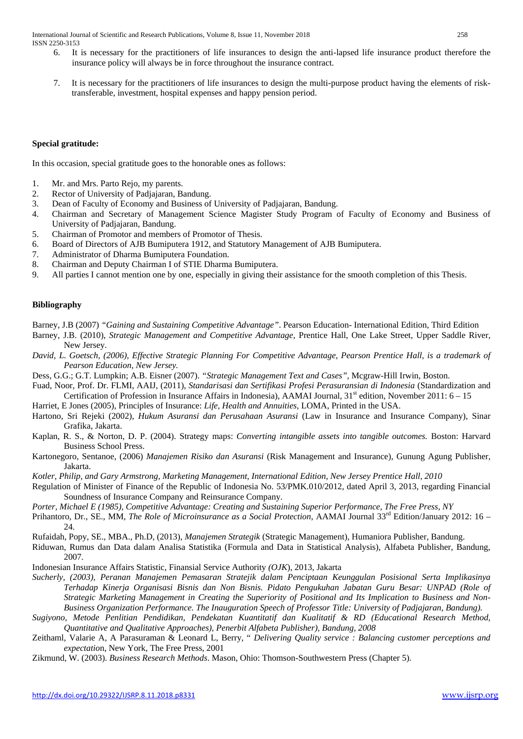6. It is necessary for the practitioners of life insurances to design the anti-lapsed life insurance product therefore the insurance policy will always be in force throughout the insurance contract.

7. It is necessary for the practitioners of life insurances to design the multi-purpose product having the elements of risk-transferable, investment, hospital expenses and happy pension period.

**Special gratitude:**

In this occasion, special gratitude goes to the honorable ones as follows:

1. Mr. and Mrs. Parto Rejo, my parents.
2. Rector of University of Padjajaran, Bandung.
3. Dean of Faculty of Economy and Business of University of Padjajaran, Bandung.
4. Chairman and Secretary of Management Science Magister Study Program of Faculty of Economy and Business of University of Padjajaran, Bandung.
5. Chairman of Promotor and members of Promotor of Thesis.
6. Board of Directors of AJB Bumiputera 1912, and Statutory Management of AJB Bumiputera.
7. Administrator of Dharma Bumiputera Foundation.
8. Chairman and Deputy Chairman I of STIE Dharma Bumiputera.
9. All parties I cannot mention one by one, especially in giving their assistance for the smooth completion of this Thesis.

**Bibliography**

Barney, J.B (2007) *"Gaining and Sustaining Competitive Advantage"*. Pearson Education- International Edition, Third Edition

Barney, J.B. (2010), *Strategic Management and Competitive Advantage*, Prentice Hall, One Lake Street, Upper Saddle River, New Jersey.

*David, L. Goetsch, (2006), Effective Strategic Planning For Competitive Advantage, Pearson Prentice Hall, is a trademark of Pearson Education, New Jersey.*

Dess, G.G.; G.T. Lumpkin; A.B. Eisner (2007). *"Strategic Management Text and Cases"*, Mcgraw-Hill Irwin, Boston.

Fuad, Noor, Prof. Dr. FLMI, AAIJ, (2011), *Standarisasi dan Sertifikasi Profesi Perasuransian di Indonesia* (Standardization and Certification of Profession in Insurance Affairs in Indonesia), AAMAI Journal, 31st edition, November 2011: 6 – 15

Harriet, E Jones (2005), Principles of Insurance: *Life, Health and Annuities*, LOMA, Printed in the USA.

Hartono, Sri Rejeki (2002), *Hukum Asuransi dan Perusahaan Asuransi* (Law in Insurance and Insurance Company), Sinar Grafika, Jakarta.

Kaplan, R. S., & Norton, D. P. (2004). Strategy maps: *Converting intangible assets into tangible outcomes.* Boston: Harvard Business School Press.

Kartonegoro, Sentanoe, (2006) *Manajemen Risiko dan Asuransi* (Risk Management and Insurance), Gunung Agung Publisher, Jakarta.

*Kotler, Philip, and Gary Armstrong, Marketing Management, International Edition, New Jersey Prentice Hall, 2010*

Regulation of Minister of Finance of the Republic of Indonesia No. 53/PMK.010/2012, dated April 3, 2013, regarding Financial Soundness of Insurance Company and Reinsurance Company.

*Porter, Michael E (1985), Competitive Advantage: Creating and Sustaining Superior Performance, The Free Press, NY*

Prihantoro, Dr., SE., MM, *The Role of Microinsurance as a Social Protection*, AAMAI Journal 33rd Edition/January 2012: 16 – 24.

Rufaidah, Popy, SE., MBA., Ph.D, (2013), *Manajemen Strategik* (Strategic Management), Humaniora Publisher, Bandung.

Riduwan, Rumus dan Data dalam Analisa Statistika (Formula and Data in Statistical Analysis), Alfabeta Publisher, Bandung, 2007.

Indonesian Insurance Affairs Statistic, Finansial Service Authority *(OJK*), 2013, Jakarta

*Sucherly, (2003), Peranan Manajemen Pemasaran Stratejik dalam Penciptaan Keunggulan Posisional Serta Implikasinya Terhadap Kinerja Organisasi Bisnis dan Non Bisnis. Pidato Pengukuhan Jabatan Guru Besar: UNPAD (Role of Strategic Marketing Management in Creating the Superiority of Positional and Its Implication to Business and Non-Business Organization Performance. The Inauguration Speech of Professor Title: University of Padjajaran, Bandung).*

*Sugiyono, Metode Penlitian Pendidikan, Pendekatan Kuantitatif dan Kualitatif & RD (Educational Research Method, Quantitative and Qualitative Approaches), Penerbit Alfabeta Publisher), Bandung, 2008*

Zeithaml, Valarie A, A Parasuraman & Leonard L, Berry, " *Delivering Quality service : Balancing customer perceptions and expectatio*n, New York, The Free Press, 2001

Zikmund, W. (2003). *Business Research Methods*. Mason, Ohio: Thomson-Southwestern Press (Chapter 5).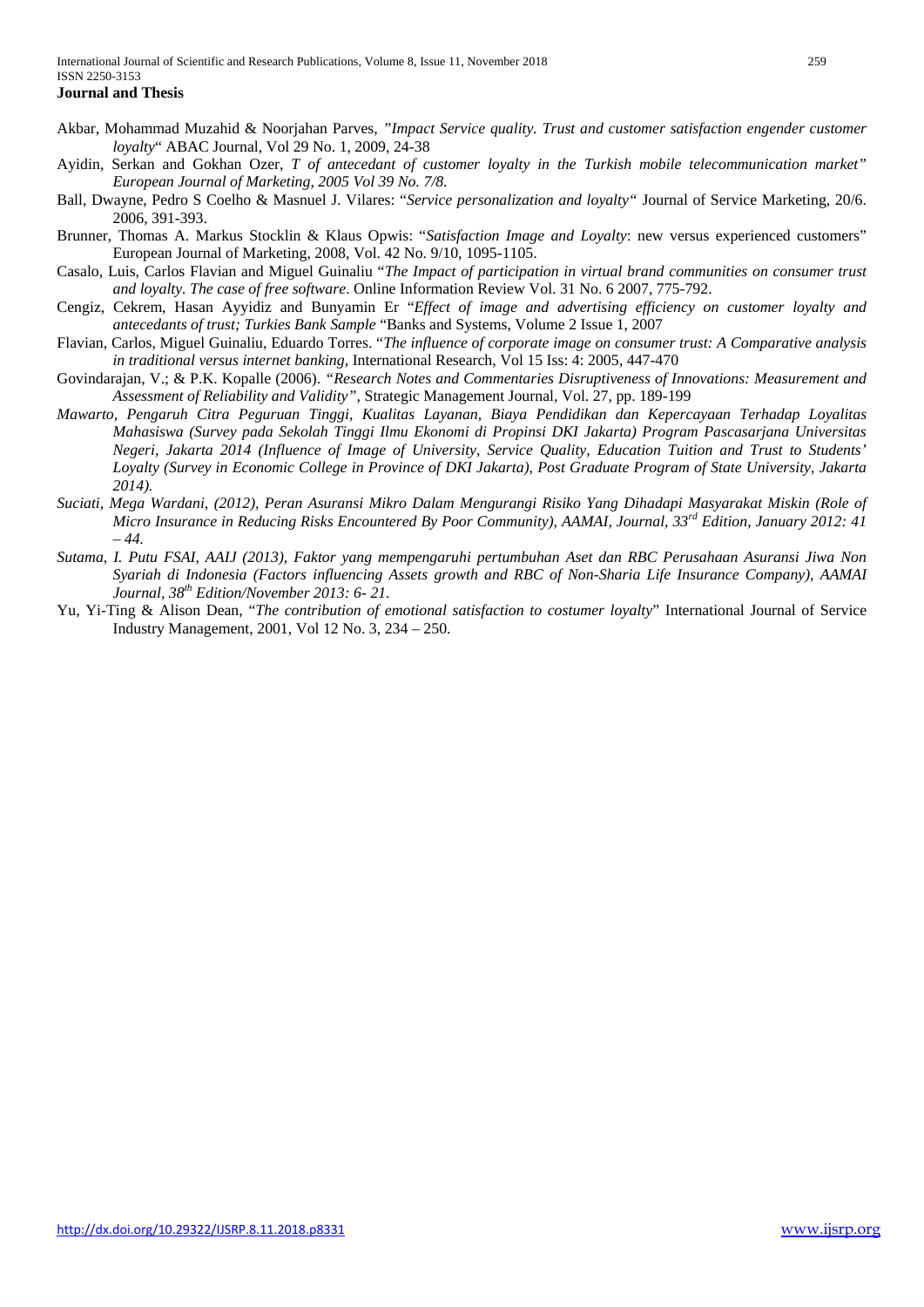**Journal and Thesis**

- Akbar, Mohammad Muzahid & Noorjahan Parves, *"Impact Service quality. Trust and customer satisfaction engender customer loyalty*" ABAC Journal, Vol 29 No. 1, 2009, 24-38
- Ayidin, Serkan and Gokhan Ozer, *T of antecedant of customer loyalty in the Turkish mobile telecommunication market" European Journal of Marketing, 2005 Vol 39 No. 7/8.*
- Ball, Dwayne, Pedro S Coelho & Masnuel J. Vilares: "*Service personalization and loyalty"* Journal of Service Marketing, 20/6. 2006, 391-393.
- Brunner, Thomas A. Markus Stocklin & Klaus Opwis: "*Satisfaction Image and Loyalty*: new versus experienced customers" European Journal of Marketing, 2008, Vol. 42 No. 9/10, 1095-1105.
- Casalo, Luis, Carlos Flavian and Miguel Guinaliu "*The Impact of participation in virtual brand communities on consumer trust and loyalty. The case of free software*. Online Information Review Vol. 31 No. 6 2007, 775-792.
- Cengiz, Cekrem, Hasan Ayyidiz and Bunyamin Er "*Effect of image and advertising efficiency on customer loyalty and antecedants of trust; Turkies Bank Sample* "Banks and Systems, Volume 2 Issue 1, 2007
- Flavian, Carlos, Miguel Guinaliu, Eduardo Torres. "*The influence of corporate image on consumer trust: A Comparative analysis in traditional versus internet banking*, International Research, Vol 15 Iss: 4: 2005, 447-470
- Govindarajan, V.; & P.K. Kopalle (2006). *"Research Notes and Commentaries Disruptiveness of Innovations: Measurement and Assessment of Reliability and Validity"*, Strategic Management Journal, Vol. 27, pp. 189-199
- *Mawarto, Pengaruh Citra Peguruan Tinggi, Kualitas Layanan, Biaya Pendidikan dan Kepercayaan Terhadap Loyalitas Mahasiswa (Survey pada Sekolah Tinggi Ilmu Ekonomi di Propinsi DKI Jakarta) Program Pascasarjana Universitas Negeri, Jakarta 2014 (Influence of Image of University, Service Quality, Education Tuition and Trust to Students' Loyalty (Survey in Economic College in Province of DKI Jakarta), Post Graduate Program of State University, Jakarta 2014).*
- *Suciati, Mega Wardani, (2012), Peran Asuransi Mikro Dalam Mengurangi Risiko Yang Dihadapi Masyarakat Miskin (Role of Micro Insurance in Reducing Risks Encountered By Poor Community), AAMAI, Journal, 33rd Edition, January 2012: 41 – 44.*
- *Sutama, I. Putu FSAI, AAIJ (2013), Faktor yang mempengaruhi pertumbuhan Aset dan RBC Perusahaan Asuransi Jiwa Non Syariah di Indonesia (Factors influencing Assets growth and RBC of Non-Sharia Life Insurance Company), AAMAI Journal, 38th Edition/November 2013: 6- 21.*
- Yu, Yi-Ting & Alison Dean, "*The contribution of emotional satisfaction to costumer loyalty*" International Journal of Service Industry Management, 2001, Vol 12 No. 3, 234 – 250.